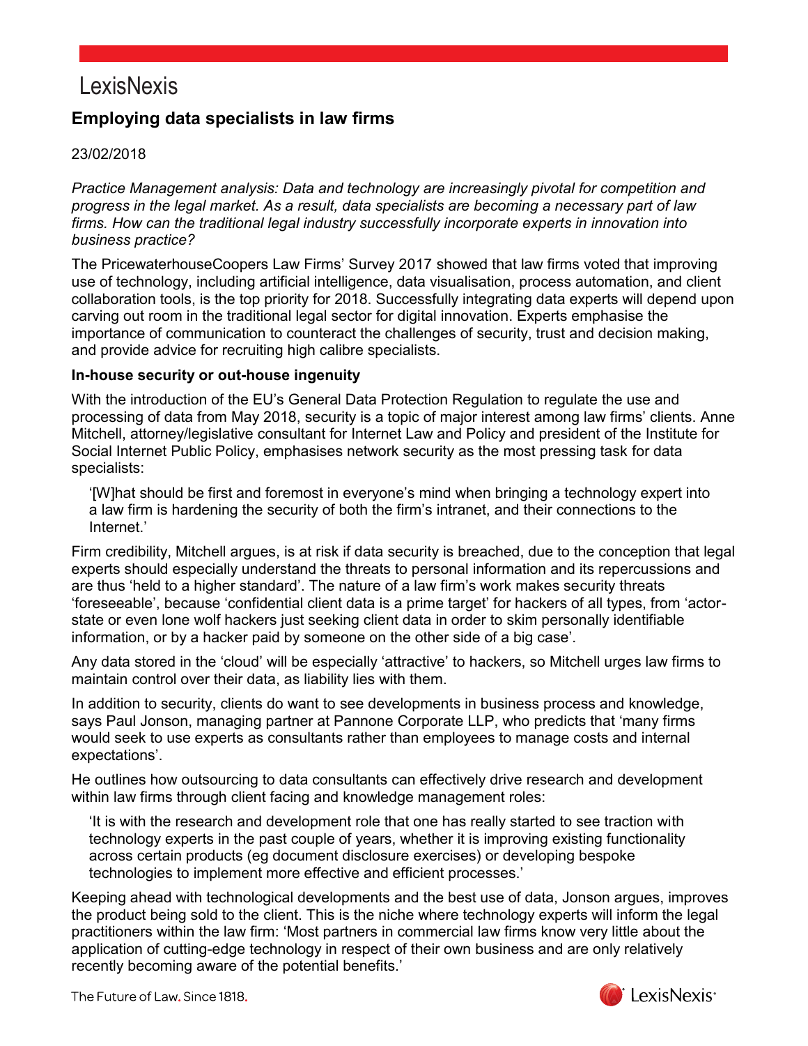LexisNexis

# Employing data specialists in law firms

23/02/2018

*Practice Management analysis: Data and technology are increasingly pivotal for competition and progress in the legal market. As a result, data specialists are becoming a necessary part of law firms. How can the traditional legal industry successfully incorporate experts in innovation into business practice?*

The PricewaterhouseCoopers Law Firms' Survey 2017 showed that law firms voted that improving use of technology, including artificial intelligence, data visualisation, process automation, and client collaboration tools, is the top priority for 2018. Successfully integrating data experts will depend upon carving out room in the traditional legal sector for digital innovation. Experts emphasise the importance of communication to counteract the challenges of security, trust and decision making, and provide advice for recruiting high calibre specialists.

**In-house security or out-house ingenuity**

With the introduction of the EU's General Data Protection Regulation to regulate the use and processing of data from May 2018, security is a topic of major interest among law firms' clients. Anne Mitchell, attorney/legislative consultant for Internet Law and Policy and president of the Institute for Social Internet Public Policy, emphasises network security as the most pressing task for data specialists:

> '[W]hat should be first and foremost in everyone's mind when bringing a technology expert into a law firm is hardening the security of both the firm's intranet, and their connections to the Internet.'

Firm credibility, Mitchell argues, is at risk if data security is breached, due to the conception that legal experts should especially understand the threats to personal information and its repercussions and are thus 'held to a higher standard'. The nature of a law firm's work makes security threats 'foreseeable', because 'confidential client data is a prime target' for hackers of all types, from 'actor-state or even lone wolf hackers just seeking client data in order to skim personally identifiable information, or by a hacker paid by someone on the other side of a big case'.

Any data stored in the 'cloud' will be especially 'attractive' to hackers, so Mitchell urges law firms to maintain control over their data, as liability lies with them.

In addition to security, clients do want to see developments in business process and knowledge, says Paul Jonson, managing partner at Pannone Corporate LLP, who predicts that 'many firms would seek to use experts as consultants rather than employees to manage costs and internal expectations'.

He outlines how outsourcing to data consultants can effectively drive research and development within law firms through client facing and knowledge management roles:

> 'It is with the research and development role that one has really started to see traction with technology experts in the past couple of years, whether it is improving existing functionality across certain products (eg document disclosure exercises) or developing bespoke technologies to implement more effective and efficient processes.'

Keeping ahead with technological developments and the best use of data, Jonson argues, improves the product being sold to the client. This is the niche where technology experts will inform the legal practitioners within the law firm: 'Most partners in commercial law firms know very little about the application of cutting-edge technology in respect of their own business and are only relatively recently becoming aware of the potential benefits.'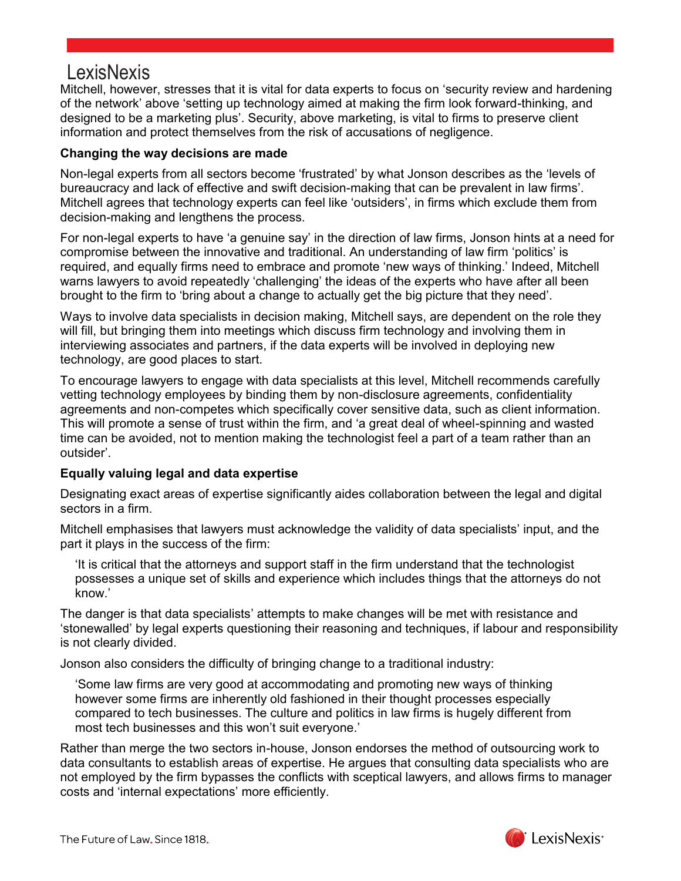Mitchell, however, stresses that it is vital for data experts to focus on 'security review and hardening of the network' above 'setting up technology aimed at making the firm look forward-thinking, and designed to be a marketing plus'. Security, above marketing, is vital to firms to preserve client information and protect themselves from the risk of accusations of negligence.

**Changing the way decisions are made**

Non-legal experts from all sectors become 'frustrated' by what Jonson describes as the 'levels of bureaucracy and lack of effective and swift decision-making that can be prevalent in law firms'. Mitchell agrees that technology experts can feel like 'outsiders', in firms which exclude them from decision-making and lengthens the process.

For non-legal experts to have 'a genuine say' in the direction of law firms, Jonson hints at a need for compromise between the innovative and traditional. An understanding of law firm 'politics' is required, and equally firms need to embrace and promote 'new ways of thinking.' Indeed, Mitchell warns lawyers to avoid repeatedly 'challenging' the ideas of the experts who have after all been brought to the firm to 'bring about a change to actually get the big picture that they need'.

Ways to involve data specialists in decision making, Mitchell says, are dependent on the role they will fill, but bringing them into meetings which discuss firm technology and involving them in interviewing associates and partners, if the data experts will be involved in deploying new technology, are good places to start.

To encourage lawyers to engage with data specialists at this level, Mitchell recommends carefully vetting technology employees by binding them by non-disclosure agreements, confidentiality agreements and non-competes which specifically cover sensitive data, such as client information. This will promote a sense of trust within the firm, and 'a great deal of wheel-spinning and wasted time can be avoided, not to mention making the technologist feel a part of a team rather than an outsider'.

**Equally valuing legal and data expertise**

Designating exact areas of expertise significantly aides collaboration between the legal and digital sectors in a firm.

Mitchell emphasises that lawyers must acknowledge the validity of data specialists' input, and the part it plays in the success of the firm:

> 'It is critical that the attorneys and support staff in the firm understand that the technologist possesses a unique set of skills and experience which includes things that the attorneys do not know.'

The danger is that data specialists' attempts to make changes will be met with resistance and 'stonewalled' by legal experts questioning their reasoning and techniques, if labour and responsibility is not clearly divided.

Jonson also considers the difficulty of bringing change to a traditional industry:

> 'Some law firms are very good at accommodating and promoting new ways of thinking however some firms are inherently old fashioned in their thought processes especially compared to tech businesses. The culture and politics in law firms is hugely different from most tech businesses and this won't suit everyone.'

Rather than merge the two sectors in-house, Jonson endorses the method of outsourcing work to data consultants to establish areas of expertise. He argues that consulting data specialists who are not employed by the firm bypasses the conflicts with sceptical lawyers, and allows firms to manager costs and 'internal expectations' more efficiently.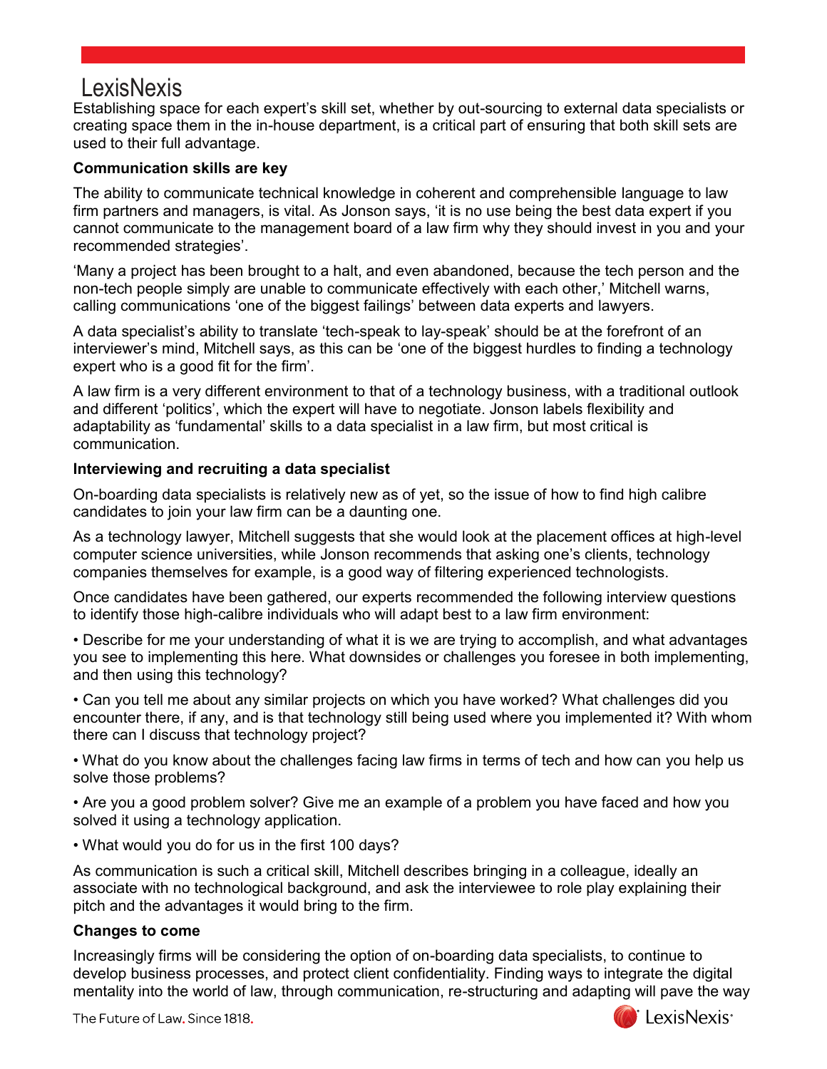Establishing space for each expert's skill set, whether by out-sourcing to external data specialists or creating space them in the in-house department, is a critical part of ensuring that both skill sets are used to their full advantage.

**Communication skills are key**

The ability to communicate technical knowledge in coherent and comprehensible language to law firm partners and managers, is vital. As Jonson says, 'it is no use being the best data expert if you cannot communicate to the management board of a law firm why they should invest in you and your recommended strategies'.

'Many a project has been brought to a halt, and even abandoned, because the tech person and the non-tech people simply are unable to communicate effectively with each other,' Mitchell warns, calling communications 'one of the biggest failings' between data experts and lawyers.

A data specialist's ability to translate 'tech-speak to lay-speak' should be at the forefront of an interviewer's mind, Mitchell says, as this can be 'one of the biggest hurdles to finding a technology expert who is a good fit for the firm'.

A law firm is a very different environment to that of a technology business, with a traditional outlook and different 'politics', which the expert will have to negotiate. Jonson labels flexibility and adaptability as 'fundamental' skills to a data specialist in a law firm, but most critical is communication.

**Interviewing and recruiting a data specialist**

On-boarding data specialists is relatively new as of yet, so the issue of how to find high calibre candidates to join your law firm can be a daunting one.

As a technology lawyer, Mitchell suggests that she would look at the placement offices at high-level computer science universities, while Jonson recommends that asking one's clients, technology companies themselves for example, is a good way of filtering experienced technologists.

Once candidates have been gathered, our experts recommended the following interview questions to identify those high-calibre individuals who will adapt best to a law firm environment:

- Describe for me your understanding of what it is we are trying to accomplish, and what advantages you see to implementing this here. What downsides or challenges you foresee in both implementing, and then using this technology?
- Can you tell me about any similar projects on which you have worked? What challenges did you encounter there, if any, and is that technology still being used where you implemented it? With whom there can I discuss that technology project?
- What do you know about the challenges facing law firms in terms of tech and how can you help us solve those problems?
- Are you a good problem solver? Give me an example of a problem you have faced and how you solved it using a technology application.
- What would you do for us in the first 100 days?

As communication is such a critical skill, Mitchell describes bringing in a colleague, ideally an associate with no technological background, and ask the interviewee to role play explaining their pitch and the advantages it would bring to the firm.

**Changes to come**

Increasingly firms will be considering the option of on-boarding data specialists, to continue to develop business processes, and protect client confidentiality. Finding ways to integrate the digital mentality into the world of law, through communication, re-structuring and adapting will pave the way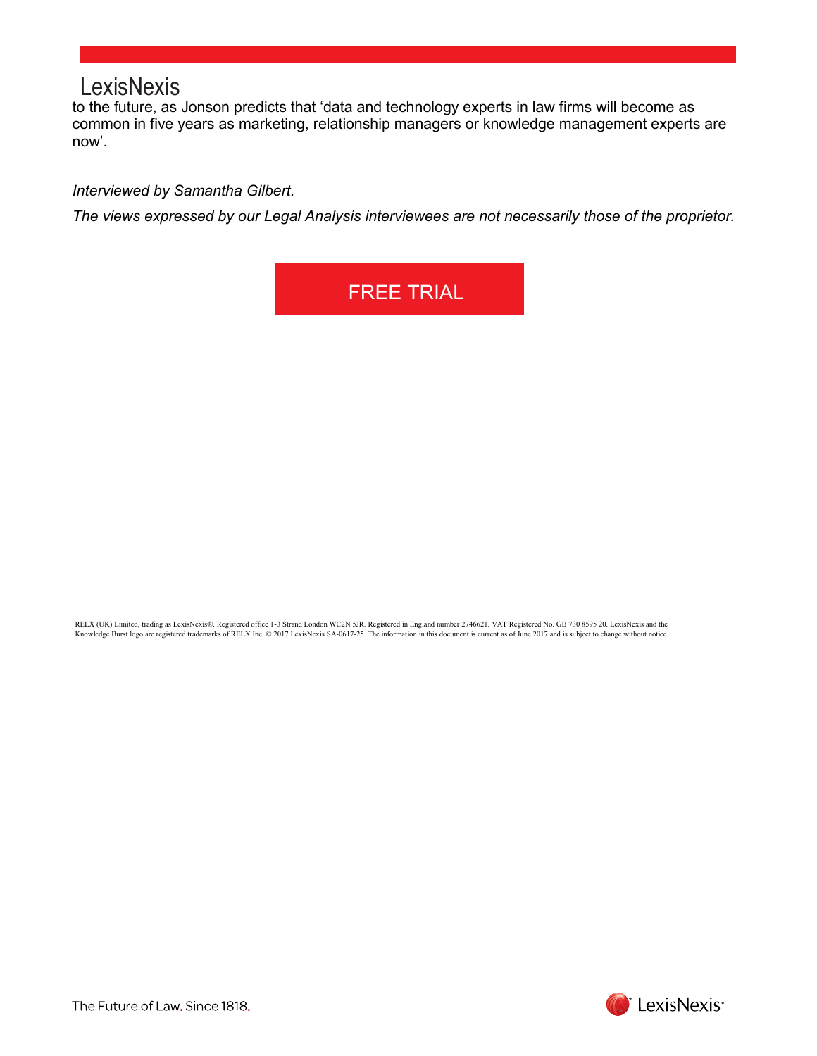to the future, as Jonson predicts that 'data and technology experts in law firms will become as common in five years as marketing, relationship managers or knowledge management experts are now'.

*Interviewed by Samantha Gilbert.*

*The views expressed by our Legal Analysis interviewees are not necessarily those of the proprietor.*

FREE TRIAL

RELX (UK) Limited, trading as LexisNexis®. Registered office 1-3 Strand London WC2N 5JR. Registered in England number 2746621. VAT Registered No. GB 730 8595 20. LexisNexis and the Knowledge Burst logo are registered trademarks of RELX Inc. © 2017 LexisNexis SA-0617-25. The information in this document is current as of June 2017 and is subject to change without notice.